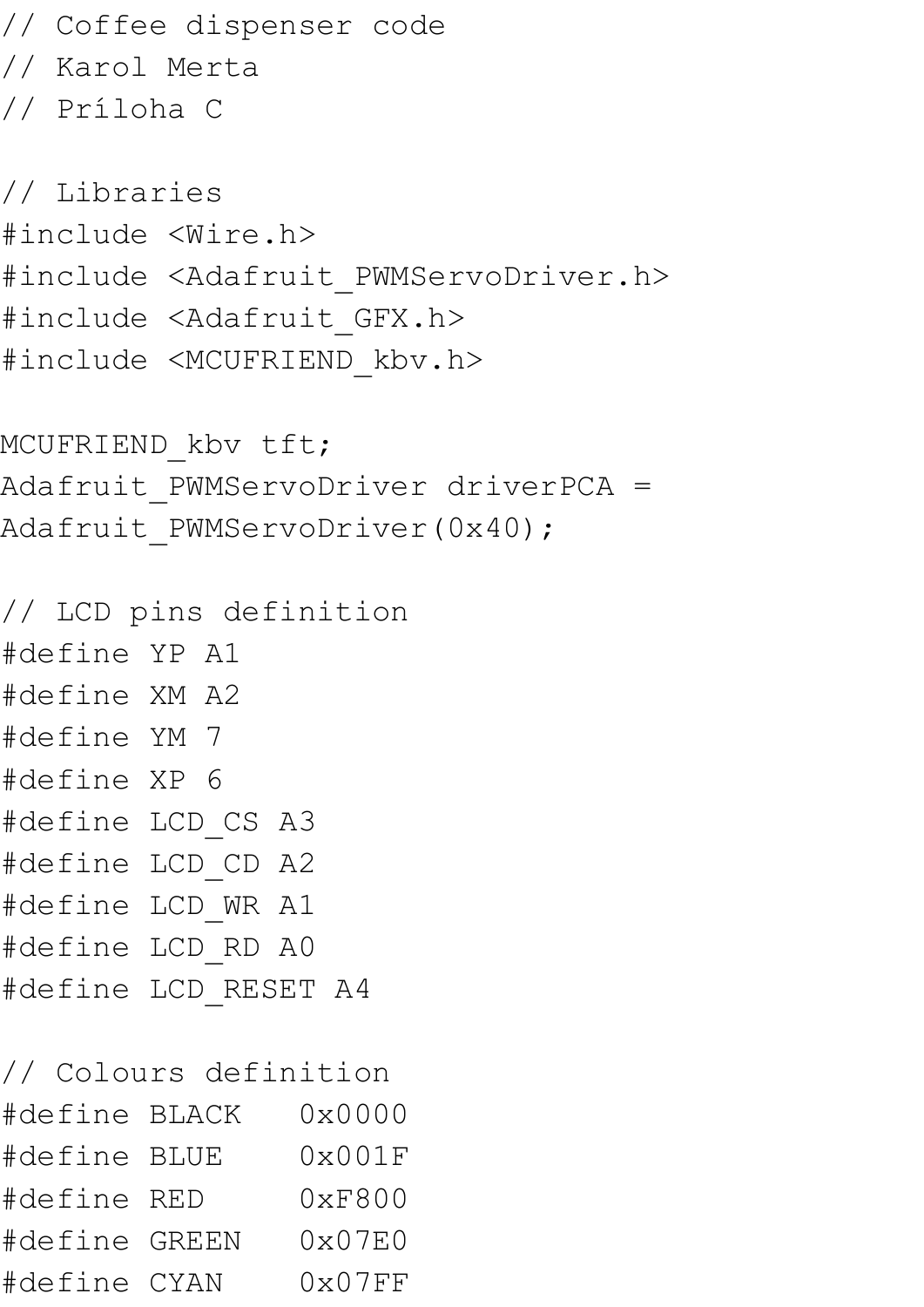```
// Coffee dispenser code
// Karol Merta
// Príloha C

// Libraries
#include <Wire.h>
#include <Adafruit_PWMServoDriver.h>
#include <Adafruit_GFX.h>
#include <MCUFRIEND_kbv.h>

MCUFRIEND_kbv tft;
Adafruit_PWMServoDriver driverPCA =
Adafruit_PWMServoDriver(0x40);

// LCD pins definition
#define YP A1
#define XM A2
#define YM 7
#define XP 6
#define LCD_CS A3
#define LCD_CD A2
#define LCD_WR A1
#define LCD_RD A0
#define LCD_RESET A4

// Colours definition
#define BLACK   0x0000
#define BLUE    0x001F
#define RED     0xF800
#define GREEN   0x07E0
#define CYAN    0x07FF
```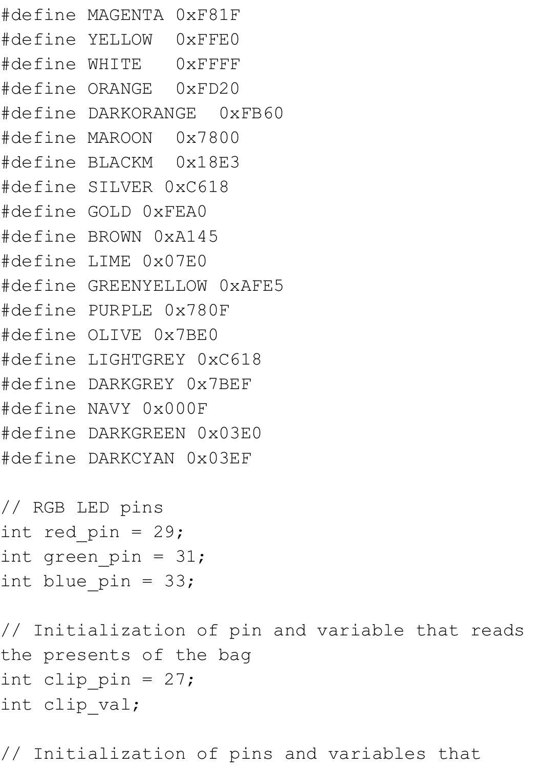```
#define MAGENTA 0xF81F
#define YELLOW  0xFFE0
#define WHITE   0xFFFF
#define ORANGE  0xFD20
#define DARKORANGE  0xFB60
#define MAROON  0x7800
#define BLACKM  0x18E3
#define SILVER 0xC618
#define GOLD 0xFEA0
#define BROWN 0xA145
#define LIME 0x07E0
#define GREENYELLOW 0xAFE5
#define PURPLE 0x780F
#define OLIVE 0x7BE0
#define LIGHTGREY 0xC618
#define DARKGREY 0x7BEF
#define NAVY 0x000F
#define DARKGREEN 0x03E0
#define DARKCYAN 0x03EF

// RGB LED pins
int red_pin = 29;
int green_pin = 31;
int blue_pin = 33;

// Initialization of pin and variable that reads
the presents of the bag
int clip_pin = 27;
int clip_val;

// Initialization of pins and variables that
```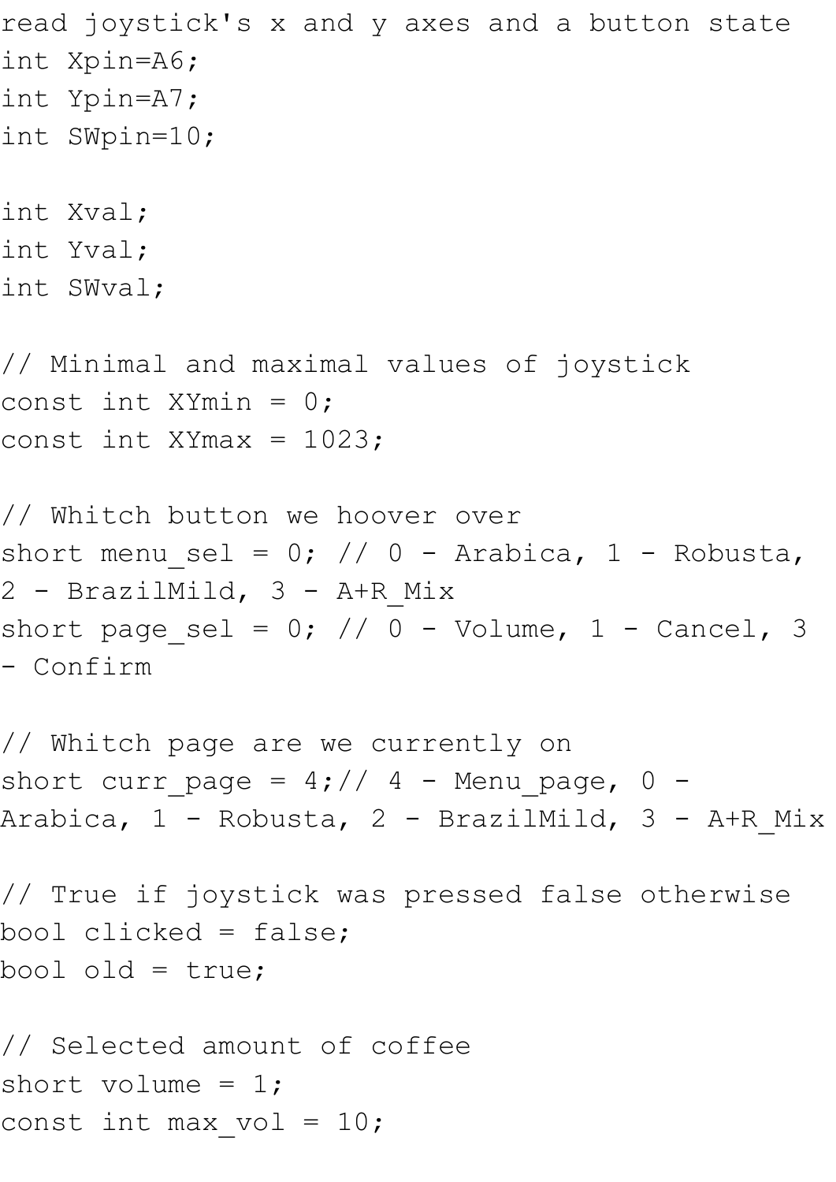```
read joystick's x and y axes and a button state
int Xpin=A6;
int Ypin=A7;
int SWpin=10;

int Xval;
int Yval;
int SWval;

// Minimal and maximal values of joystick
const int XYmin = 0;
const int XYmax = 1023;

// Whitch button we hoover over
short menu_sel = 0; // 0 - Arabica, 1 - Robusta,
2 - BrazilMild, 3 - A+R_Mix
short page_sel = 0; // 0 - Volume, 1 - Cancel, 3
- Confirm

// Whitch page are we currently on
short curr_page = 4;// 4 - Menu_page, 0 -
Arabica, 1 - Robusta, 2 - BrazilMild, 3 - A+R_Mix

// True if joystick was pressed false otherwise
bool clicked = false;
bool old = true;

// Selected amount of coffee
short volume = 1;
const int max_vol = 10;
```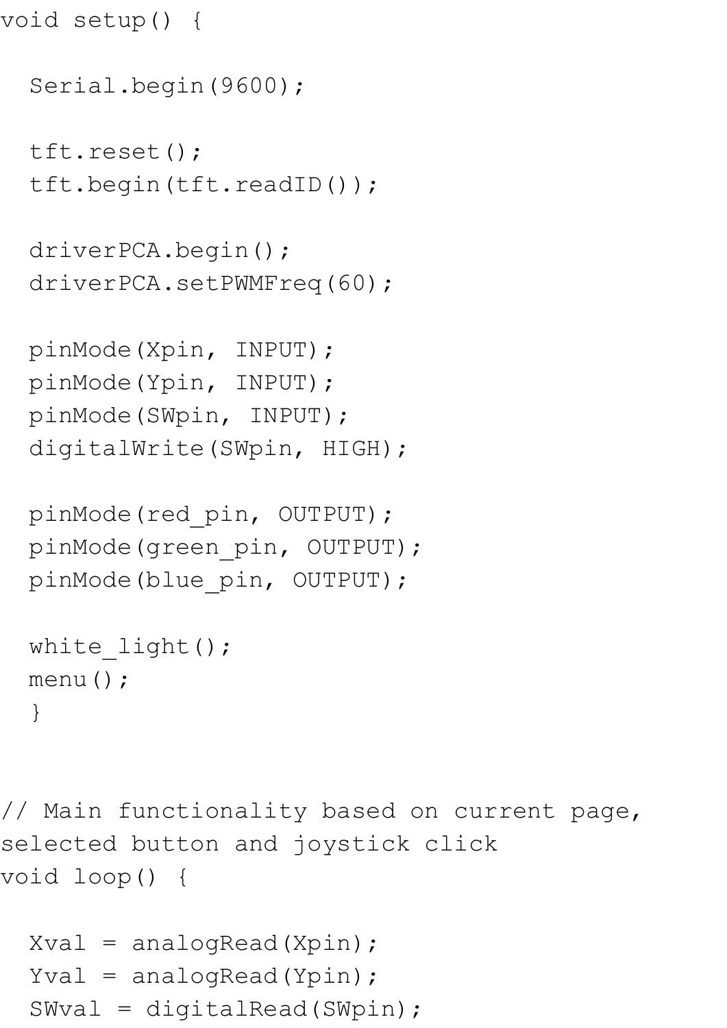```
void setup() {

  Serial.begin(9600);

  tft.reset();
  tft.begin(tft.readID());

  driverPCA.begin();
  driverPCA.setPWMFreq(60);

  pinMode(Xpin, INPUT);
  pinMode(Ypin, INPUT);
  pinMode(SWpin, INPUT);
  digitalWrite(SWpin, HIGH);

  pinMode(red_pin, OUTPUT);
  pinMode(green_pin, OUTPUT);
  pinMode(blue_pin, OUTPUT);

  white_light();
  menu();
  }


// Main functionality based on current page,
selected button and joystick click
void loop() {

  Xval = analogRead(Xpin);
  Yval = analogRead(Ypin);
  SWval = digitalRead(SWpin);
```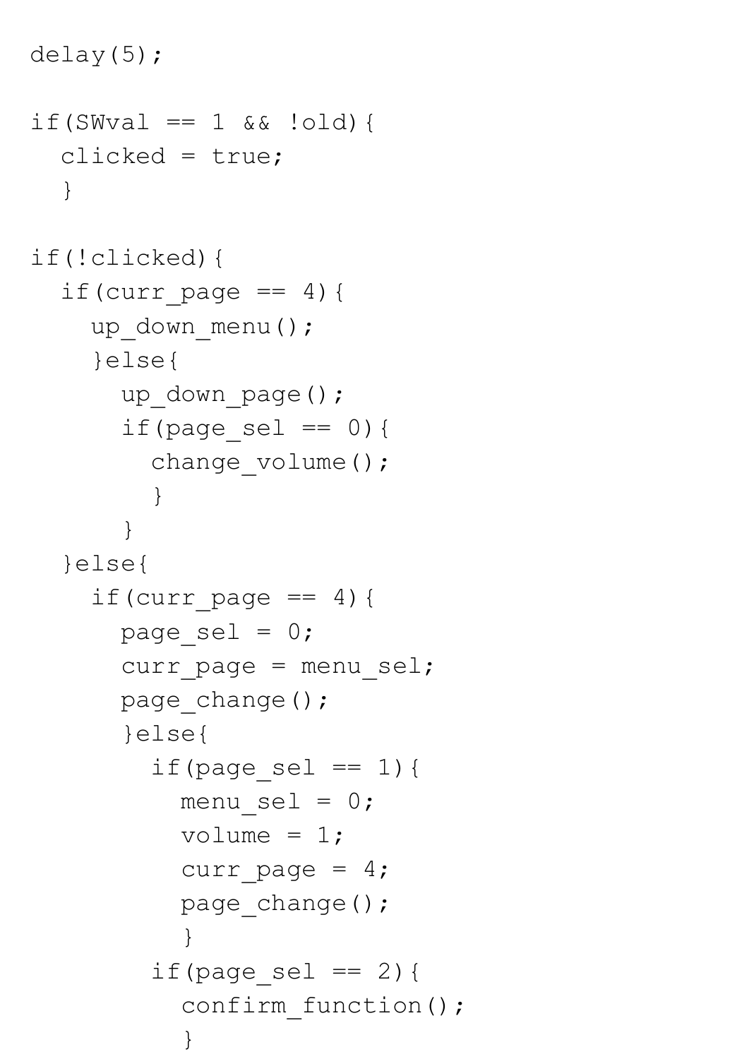```
delay(5);

if(SWval == 1 && !old){
  clicked = true;
  }

if(!clicked){
  if(curr_page == 4){
    up_down_menu();
    }else{
      up_down_page();
      if(page_sel == 0){
        change_volume();
        }
      }
  }else{
    if(curr_page == 4){
      page_sel = 0;
      curr_page = menu_sel;
      page_change();
      }else{
        if(page_sel == 1){
          menu_sel = 0;
          volume = 1;
          curr_page = 4;
          page_change();
          }
        if(page_sel == 2){
          confirm_function();
          }
```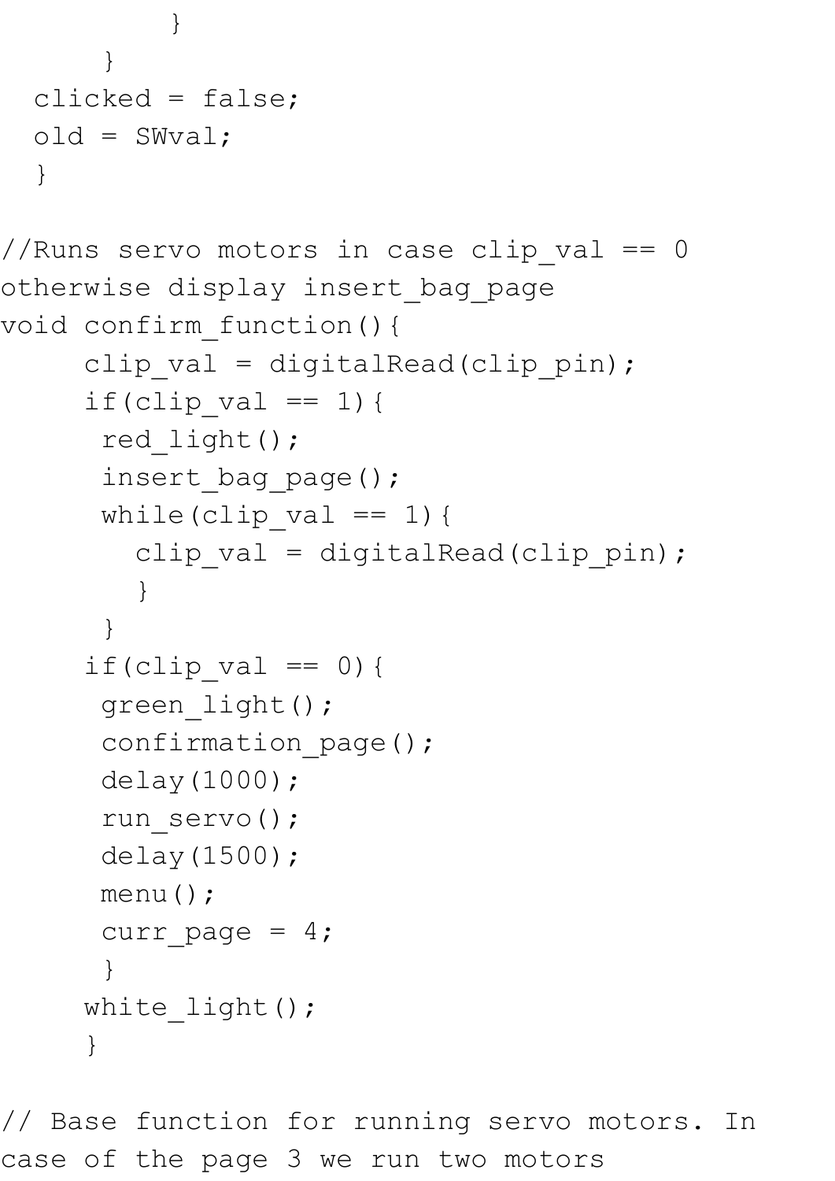```
        }
      }
  clicked = false;
  old = SWval;
  }

//Runs servo motors in case clip_val == 0
otherwise display insert_bag_page
void confirm_function(){
     clip_val = digitalRead(clip_pin);
     if(clip_val == 1){
      red_light();
      insert_bag_page();
      while(clip_val == 1){
        clip_val = digitalRead(clip_pin);
        }
      }
     if(clip_val == 0){
      green_light();
      confirmation_page();
      delay(1000);
      run_servo();
      delay(1500);
      menu();
      curr_page = 4;
      }
     white_light();
     }

// Base function for running servo motors. In
case of the page 3 we run two motors
```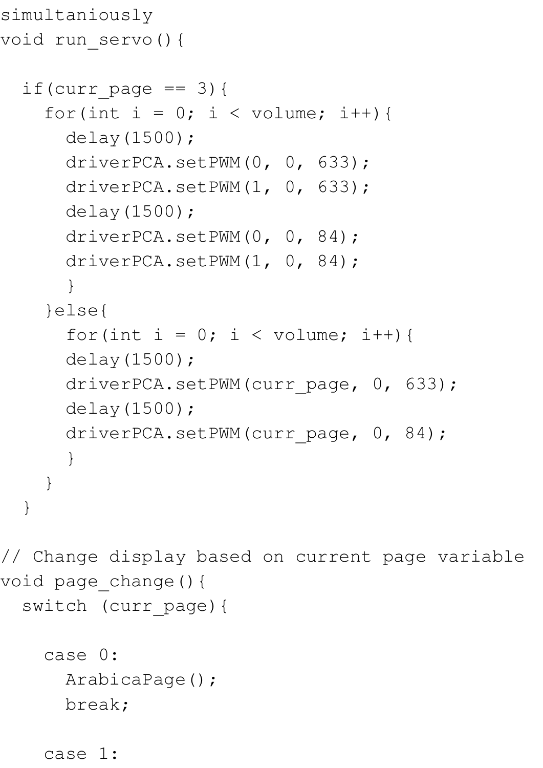```
simultaniously
void run_servo(){

  if(curr_page == 3){
    for(int i = 0; i < volume; i++){
      delay(1500);
      driverPCA.setPWM(0, 0, 633);
      driverPCA.setPWM(1, 0, 633);
      delay(1500);
      driverPCA.setPWM(0, 0, 84);
      driverPCA.setPWM(1, 0, 84);
      }
    }else{
      for(int i = 0; i < volume; i++){
      delay(1500);
      driverPCA.setPWM(curr_page, 0, 633);
      delay(1500);
      driverPCA.setPWM(curr_page, 0, 84);
      }
    }
  }

// Change display based on current page variable
void page_change(){
  switch (curr_page){

    case 0:
      ArabicaPage();
      break;

    case 1:
```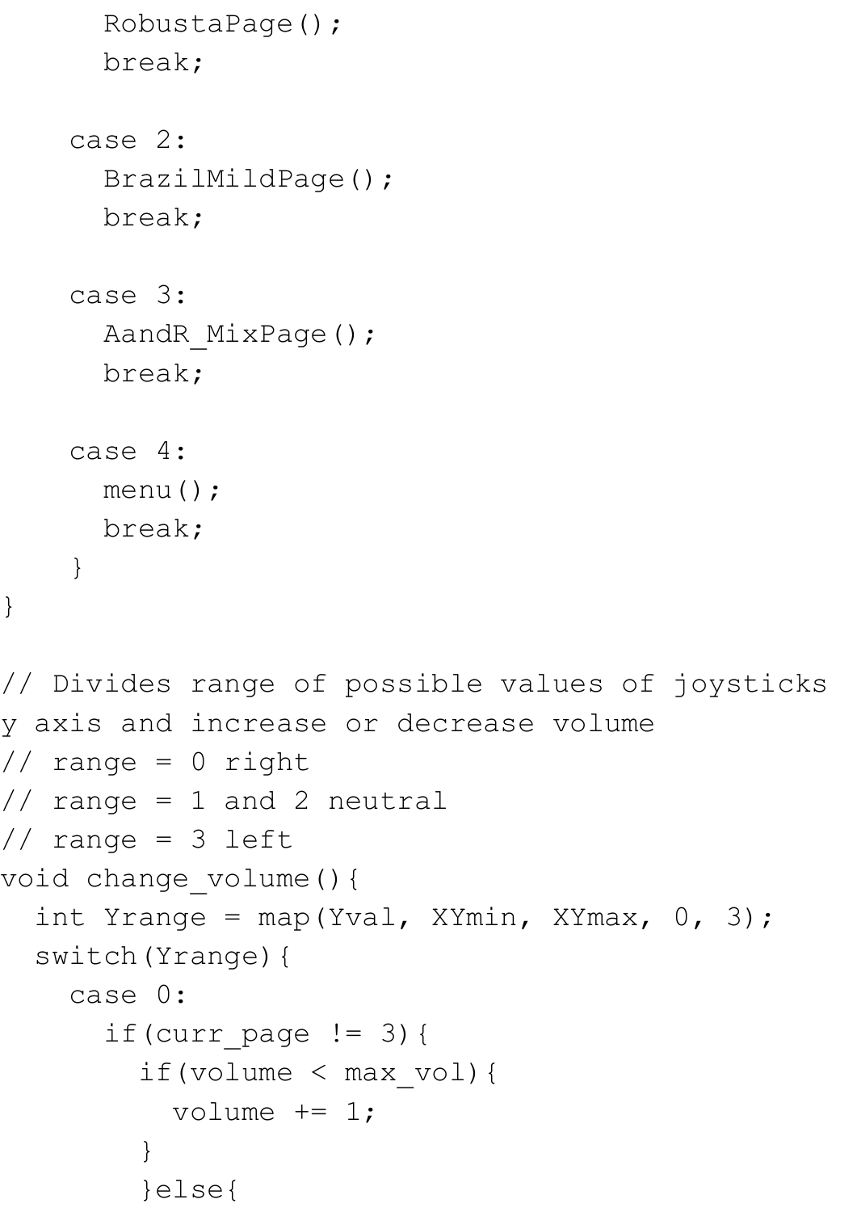```
      RobustaPage();
      break;

    case 2:
      BrazilMildPage();
      break;

    case 3:
      AandR_MixPage();
      break;

    case 4:
      menu();
      break;
    }
}

// Divides range of possible values of joysticks
y axis and increase or decrease volume
// range = 0 right
// range = 1 and 2 neutral
// range = 3 left
void change_volume(){
  int Yrange = map(Yval, XYmin, XYmax, 0, 3);
  switch(Yrange){
    case 0:
      if(curr_page != 3){
        if(volume < max_vol){
          volume += 1;
        }
        }else{
```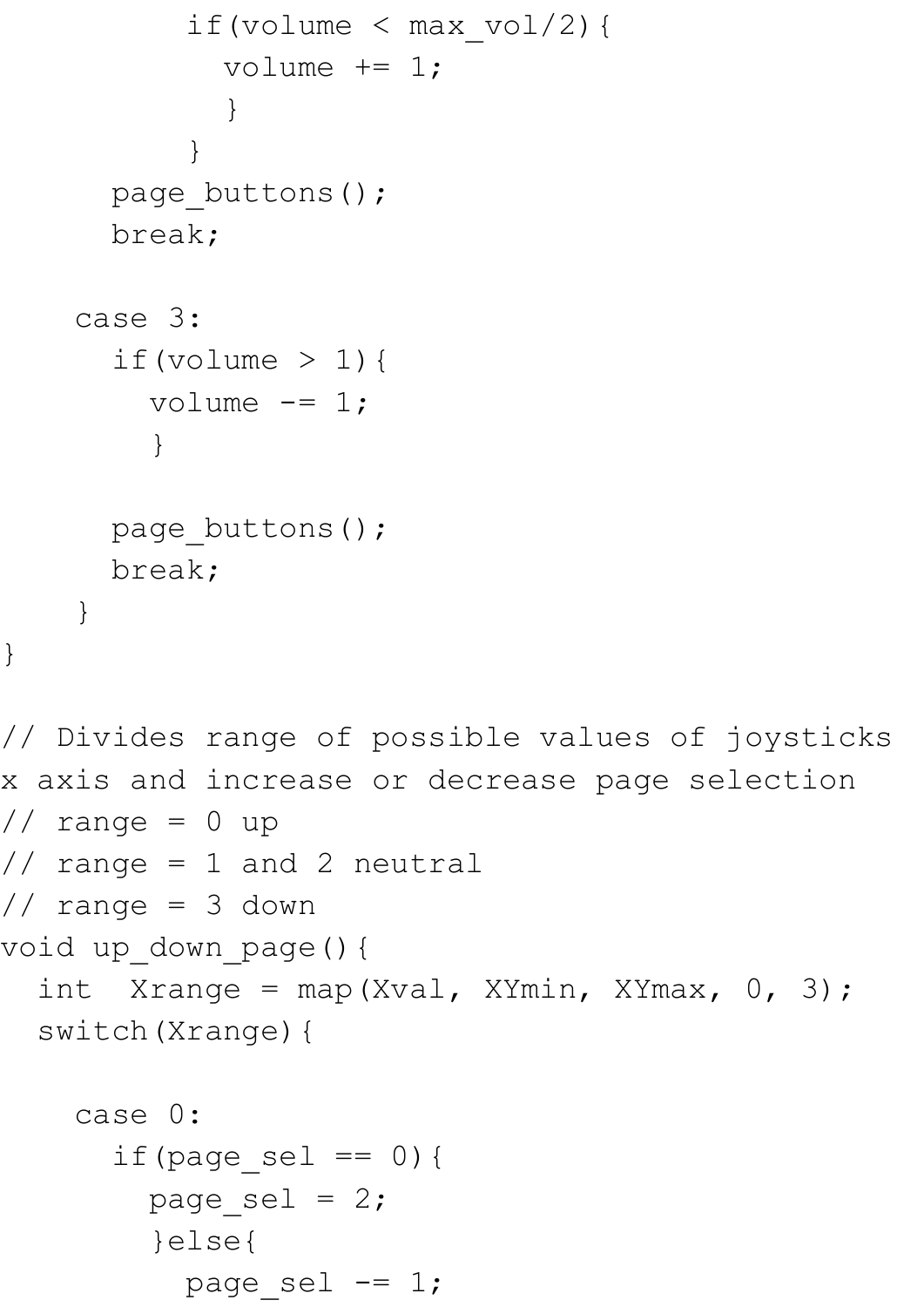```
          if(volume < max_vol/2){
            volume += 1;
            }
          }
      page_buttons();
      break;

    case 3:
      if(volume > 1){
        volume -= 1;
        }

      page_buttons();
      break;
    }
}

// Divides range of possible values of joysticks
x axis and increase or decrease page selection
// range = 0 up
// range = 1 and 2 neutral
// range = 3 down
void up_down_page(){
  int  Xrange = map(Xval, XYmin, XYmax, 0, 3);
  switch(Xrange){

    case 0:
      if(page_sel == 0){
        page_sel = 2;
        }else{
          page_sel -= 1;
```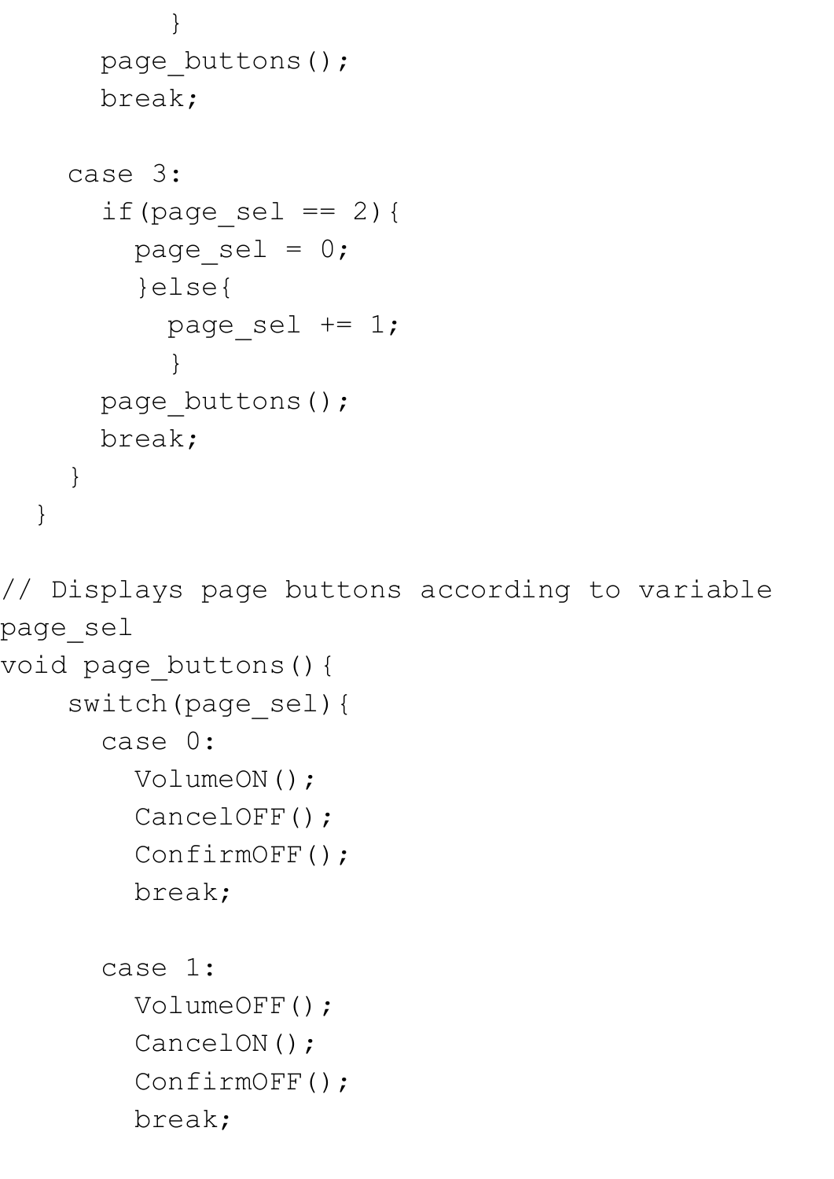```
        }
      page_buttons();
      break;

    case 3:
      if(page_sel == 2){
        page_sel = 0;
        }else{
          page_sel += 1;
          }
      page_buttons();
      break;
    }
  }

// Displays page buttons according to variable
page_sel
void page_buttons(){
    switch(page_sel){
      case 0:
        VolumeON();
        CancelOFF();
        ConfirmOFF();
        break;

      case 1:
        VolumeOFF();
        CancelON();
        ConfirmOFF();
        break;
```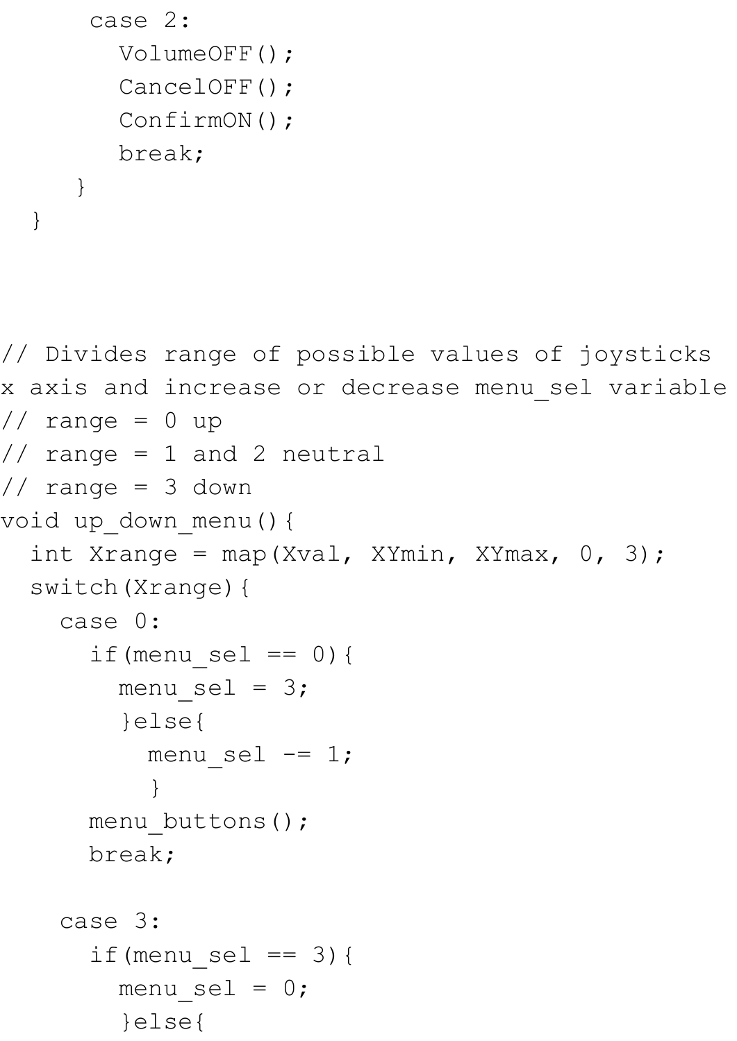```
      case 2:
        VolumeOFF();
        CancelOFF();
        ConfirmON();
        break;
    }
  }



// Divides range of possible values of joysticks
x axis and increase or decrease menu_sel variable
// range = 0 up
// range = 1 and 2 neutral
// range = 3 down
void up_down_menu(){
  int Xrange = map(Xval, XYmin, XYmax, 0, 3);
  switch(Xrange){
    case 0:
      if(menu_sel == 0){
        menu_sel = 3;
        }else{
          menu_sel -= 1;
          }
      menu_buttons();
      break;

    case 3:
      if(menu_sel == 3){
        menu_sel = 0;
        }else{
```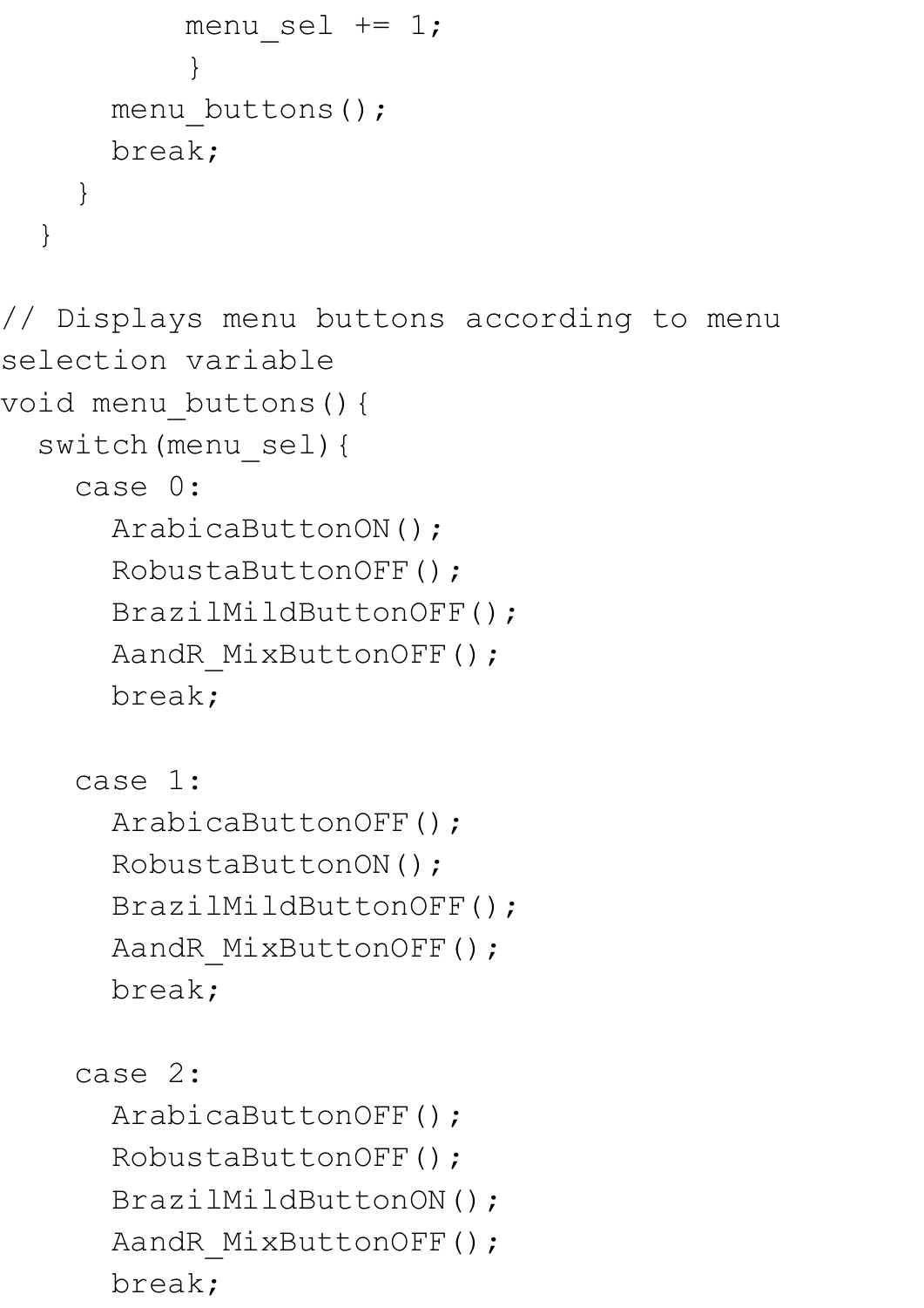```
        menu_sel += 1;
        }
      menu_buttons();
      break;
    }
  }

// Displays menu buttons according to menu
selection variable
void menu_buttons(){
  switch(menu_sel){
    case 0:
      ArabicaButtonON();
      RobustaButtonOFF();
      BrazilMildButtonOFF();
      AandR_MixButtonOFF();
      break;

    case 1:
      ArabicaButtonOFF();
      RobustaButtonON();
      BrazilMildButtonOFF();
      AandR_MixButtonOFF();
      break;

    case 2:
      ArabicaButtonOFF();
      RobustaButtonOFF();
      BrazilMildButtonON();
      AandR_MixButtonOFF();
      break;
```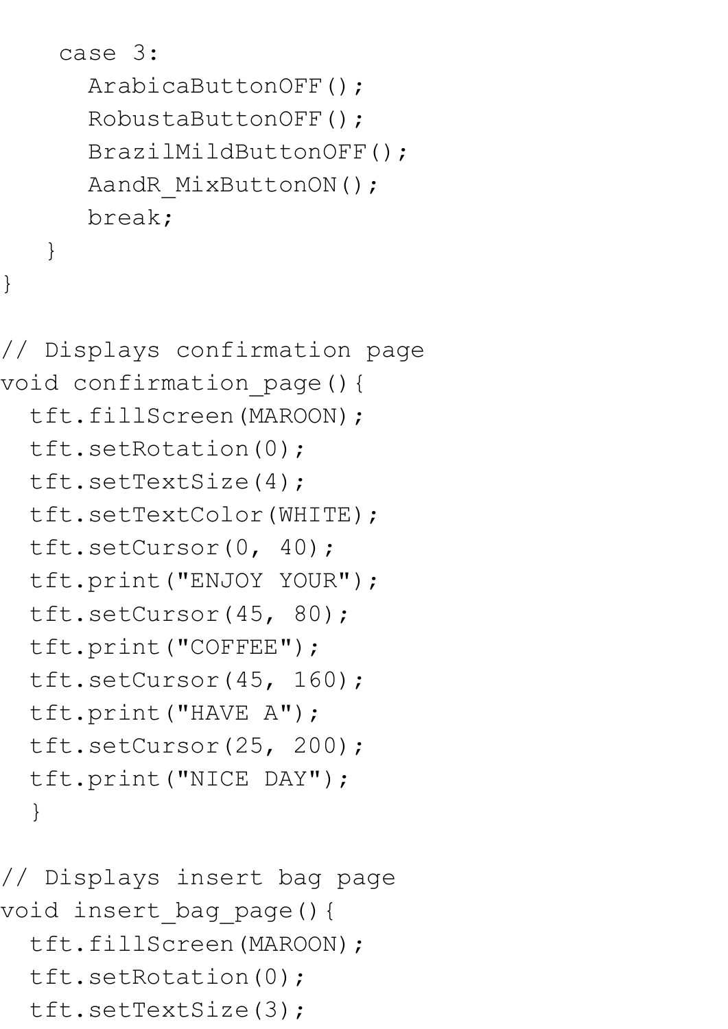```
    case 3:
      ArabicaButtonOFF();
      RobustaButtonOFF();
      BrazilMildButtonOFF();
      AandR_MixButtonON();
      break;
   }
}

// Displays confirmation page
void confirmation_page(){
  tft.fillScreen(MAROON);
  tft.setRotation(0);
  tft.setTextSize(4);
  tft.setTextColor(WHITE);
  tft.setCursor(0, 40);
  tft.print("ENJOY YOUR");
  tft.setCursor(45, 80);
  tft.print("COFFEE");
  tft.setCursor(45, 160);
  tft.print("HAVE A");
  tft.setCursor(25, 200);
  tft.print("NICE DAY");
  }

// Displays insert bag page
void insert_bag_page(){
  tft.fillScreen(MAROON);
  tft.setRotation(0);
  tft.setTextSize(3);
```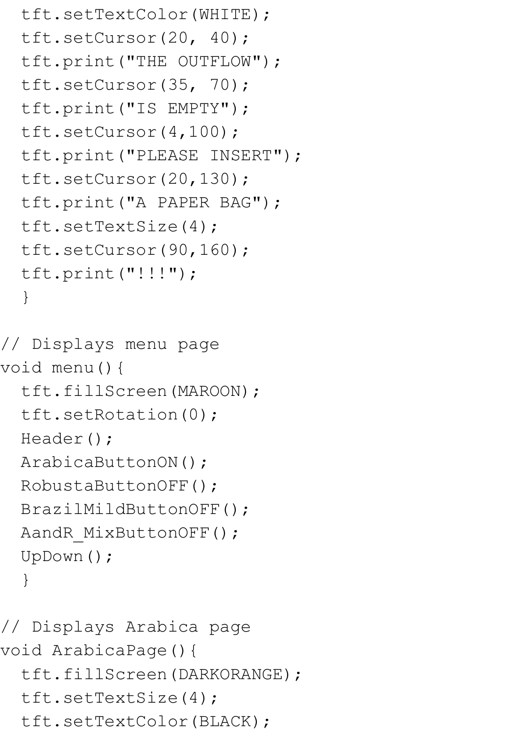```
  tft.setTextColor(WHITE);
  tft.setCursor(20, 40);
  tft.print("THE OUTFLOW");
  tft.setCursor(35, 70);
  tft.print("IS EMPTY");
  tft.setCursor(4,100);
  tft.print("PLEASE INSERT");
  tft.setCursor(20,130);
  tft.print("A PAPER BAG");
  tft.setTextSize(4);
  tft.setCursor(90,160);
  tft.print("!!!");
  }

// Displays menu page
void menu(){
  tft.fillScreen(MAROON);
  tft.setRotation(0);
  Header();
  ArabicaButtonON();
  RobustaButtonOFF();
  BrazilMildButtonOFF();
  AandR_MixButtonOFF();
  UpDown();
  }

// Displays Arabica page
void ArabicaPage(){
  tft.fillScreen(DARKORANGE);
  tft.setTextSize(4);
  tft.setTextColor(BLACK);
```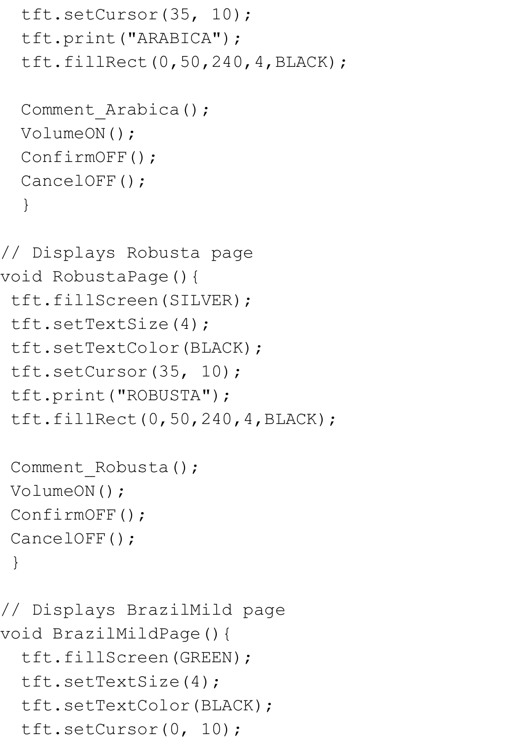```
  tft.setCursor(35, 10);
  tft.print("ARABICA");
  tft.fillRect(0,50,240,4,BLACK);

  Comment_Arabica();
  VolumeON();
  ConfirmOFF();
  CancelOFF();
  }

// Displays Robusta page
void RobustaPage(){
 tft.fillScreen(SILVER);
 tft.setTextSize(4);
 tft.setTextColor(BLACK);
 tft.setCursor(35, 10);
 tft.print("ROBUSTA");
 tft.fillRect(0,50,240,4,BLACK);

 Comment_Robusta();
 VolumeON();
 ConfirmOFF();
 CancelOFF();
 }

// Displays BrazilMild page
void BrazilMildPage(){
  tft.fillScreen(GREEN);
  tft.setTextSize(4);
  tft.setTextColor(BLACK);
  tft.setCursor(0, 10);
```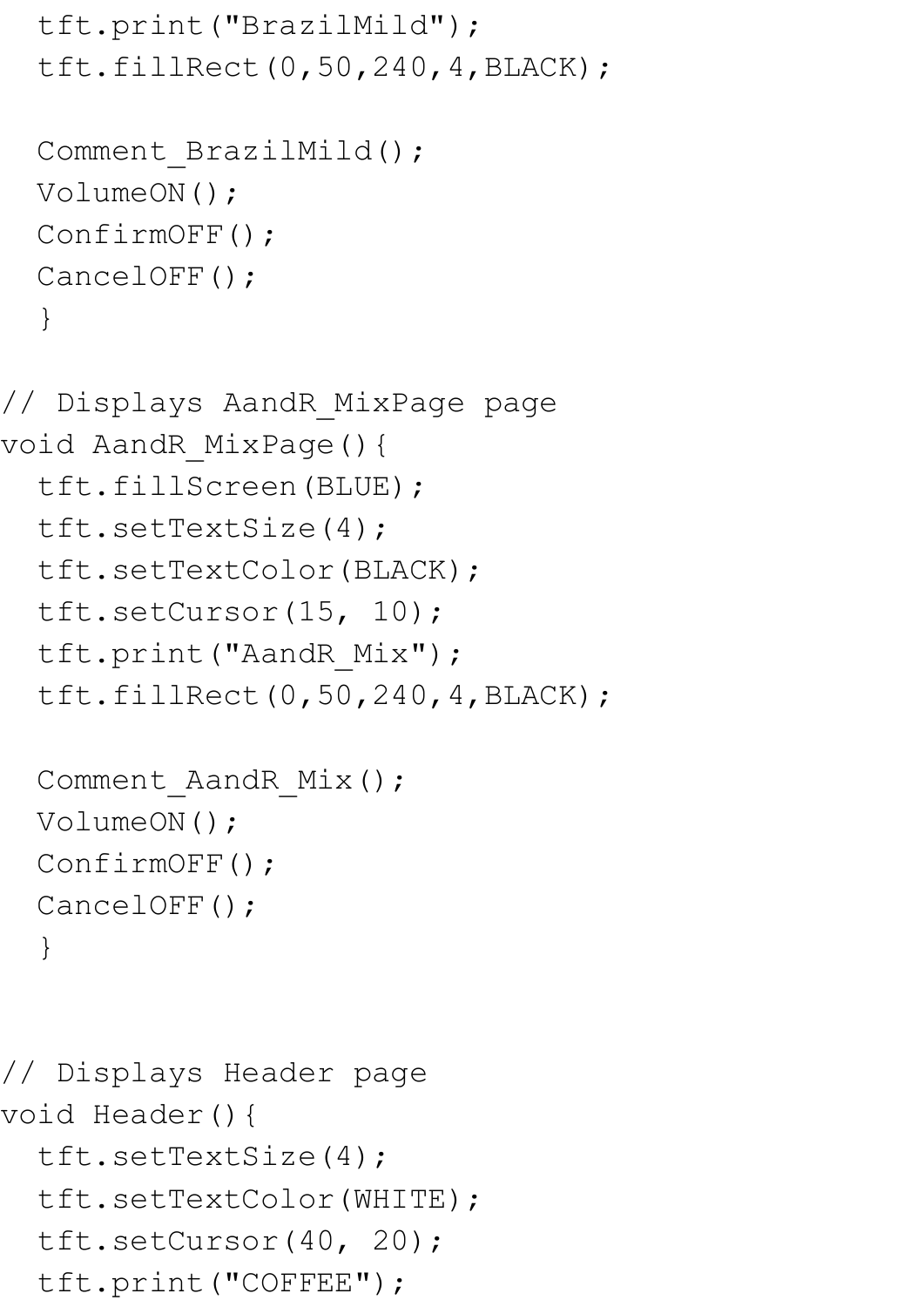```
  tft.print("BrazilMild");
  tft.fillRect(0,50,240,4,BLACK);

  Comment_BrazilMild();
  VolumeON();
  ConfirmOFF();
  CancelOFF();
  }

// Displays AandR_MixPage page
void AandR_MixPage(){
  tft.fillScreen(BLUE);
  tft.setTextSize(4);
  tft.setTextColor(BLACK);
  tft.setCursor(15, 10);
  tft.print("AandR_Mix");
  tft.fillRect(0,50,240,4,BLACK);

  Comment_AandR_Mix();
  VolumeON();
  ConfirmOFF();
  CancelOFF();
  }


// Displays Header page
void Header(){
  tft.setTextSize(4);
  tft.setTextColor(WHITE);
  tft.setCursor(40, 20);
  tft.print("COFFEE");
```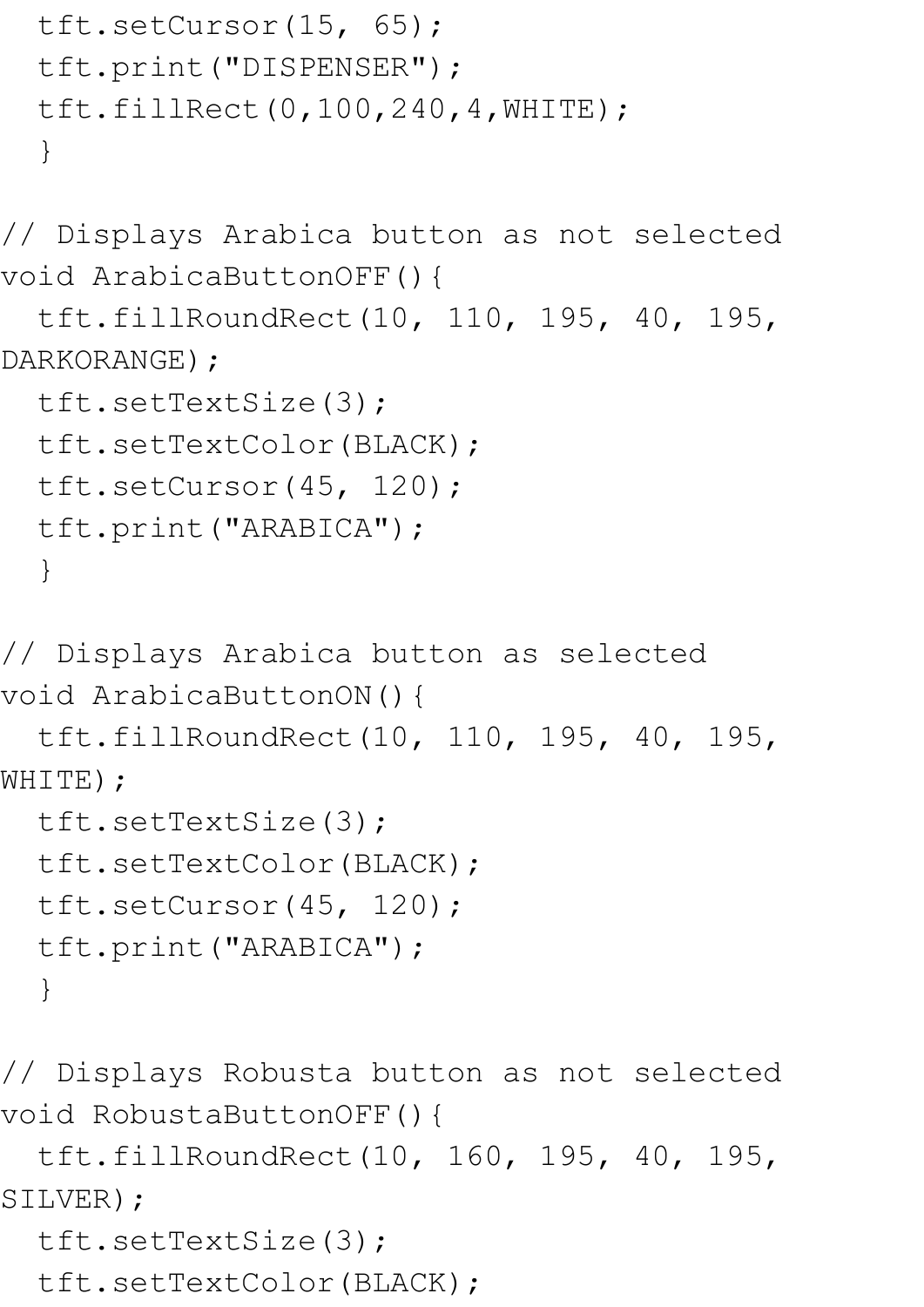```
  tft.setCursor(15, 65);
  tft.print("DISPENSER");
  tft.fillRect(0,100,240,4,WHITE);
  }

// Displays Arabica button as not selected
void ArabicaButtonOFF(){
  tft.fillRoundRect(10, 110, 195, 40, 195,
DARKORANGE);
  tft.setTextSize(3);
  tft.setTextColor(BLACK);
  tft.setCursor(45, 120);
  tft.print("ARABICA");
  }

// Displays Arabica button as selected
void ArabicaButtonON(){
  tft.fillRoundRect(10, 110, 195, 40, 195,
WHITE);
  tft.setTextSize(3);
  tft.setTextColor(BLACK);
  tft.setCursor(45, 120);
  tft.print("ARABICA");
  }

// Displays Robusta button as not selected
void RobustaButtonOFF(){
  tft.fillRoundRect(10, 160, 195, 40, 195,
SILVER);
  tft.setTextSize(3);
  tft.setTextColor(BLACK);
```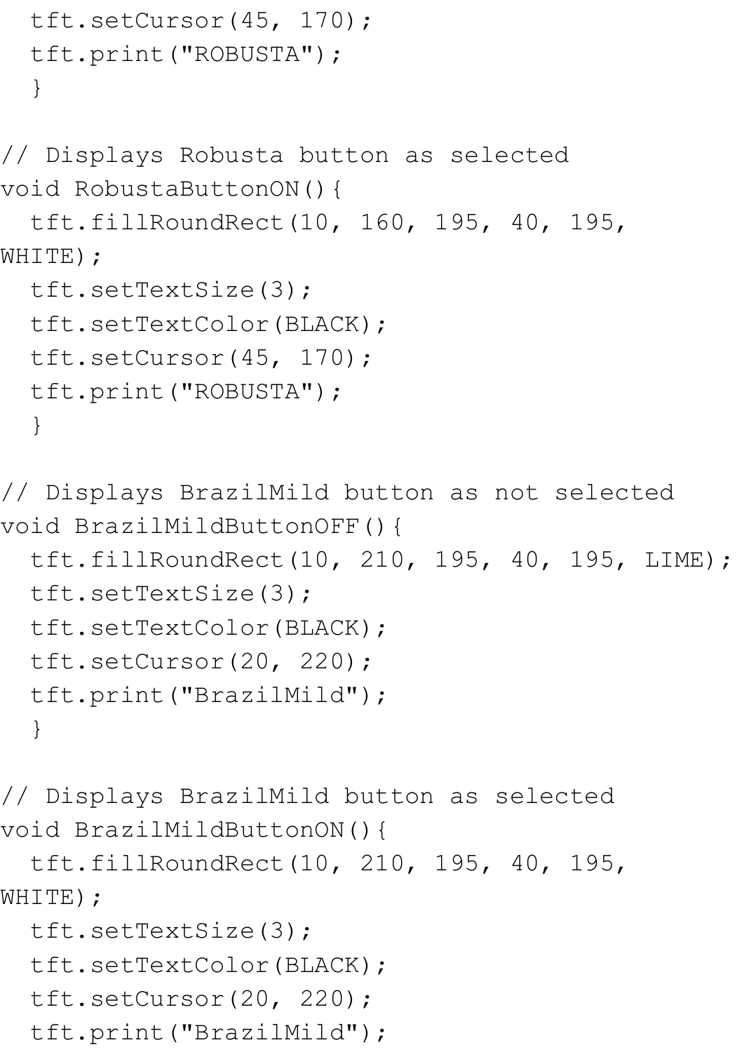```
  tft.setCursor(45, 170);
  tft.print("ROBUSTA");
  }

// Displays Robusta button as selected
void RobustaButtonON(){
  tft.fillRoundRect(10, 160, 195, 40, 195,
WHITE);
  tft.setTextSize(3);
  tft.setTextColor(BLACK);
  tft.setCursor(45, 170);
  tft.print("ROBUSTA");
  }

// Displays BrazilMild button as not selected
void BrazilMildButtonOFF(){
  tft.fillRoundRect(10, 210, 195, 40, 195, LIME);
  tft.setTextSize(3);
  tft.setTextColor(BLACK);
  tft.setCursor(20, 220);
  tft.print("BrazilMild");
  }

// Displays BrazilMild button as selected
void BrazilMildButtonON(){
  tft.fillRoundRect(10, 210, 195, 40, 195,
WHITE);
  tft.setTextSize(3);
  tft.setTextColor(BLACK);
  tft.setCursor(20, 220);
  tft.print("BrazilMild");
```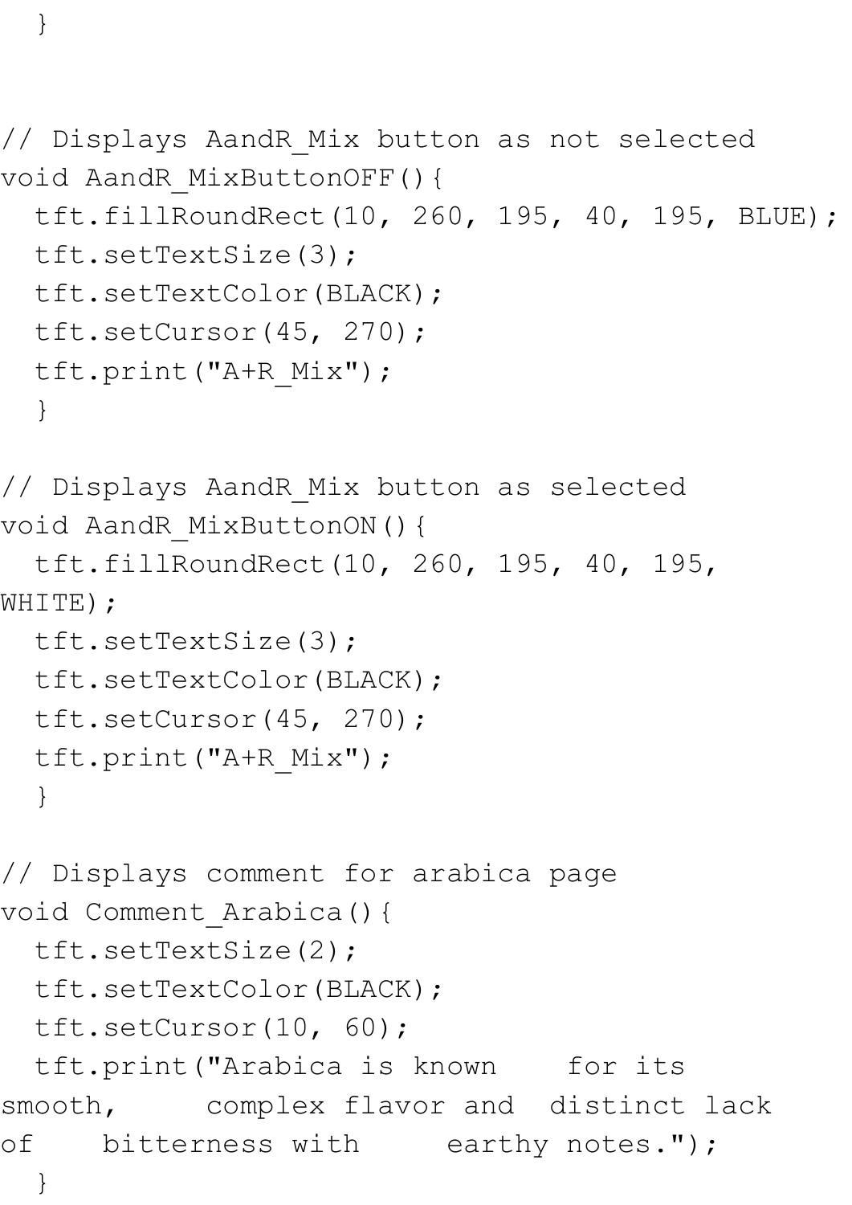```
  }



// Displays AandR_Mix button as not selected
void AandR_MixButtonOFF(){
  tft.fillRoundRect(10, 260, 195, 40, 195, BLUE);
  tft.setTextSize(3);
  tft.setTextColor(BLACK);
  tft.setCursor(45, 270);
  tft.print("A+R_Mix");
  }

// Displays AandR_Mix button as selected
void AandR_MixButtonON(){
  tft.fillRoundRect(10, 260, 195, 40, 195,
WHITE);
  tft.setTextSize(3);
  tft.setTextColor(BLACK);
  tft.setCursor(45, 270);
  tft.print("A+R_Mix");
  }

// Displays comment for arabica page
void Comment_Arabica(){
  tft.setTextSize(2);
  tft.setTextColor(BLACK);
  tft.setCursor(10, 60);
  tft.print("Arabica is known    for its
smooth,     complex flavor and  distinct lack
of    bitterness with     earthy notes.");
  }
```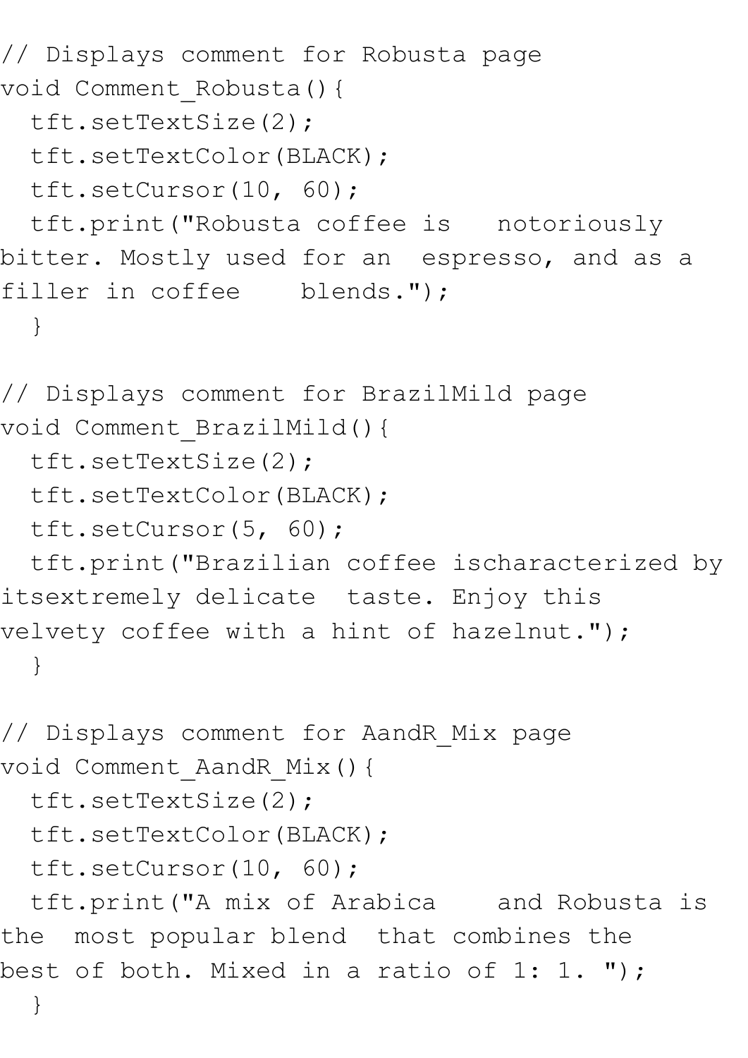```
// Displays comment for Robusta page
void Comment_Robusta(){
  tft.setTextSize(2);
  tft.setTextColor(BLACK);
  tft.setCursor(10, 60);
  tft.print("Robusta coffee is   notoriously
bitter. Mostly used for an  espresso, and as a
filler in coffee    blends.");
  }

// Displays comment for BrazilMild page
void Comment_BrazilMild(){
  tft.setTextSize(2);
  tft.setTextColor(BLACK);
  tft.setCursor(5, 60);
  tft.print("Brazilian coffee ischaracterized by
itsextremely delicate  taste. Enjoy this
velvety coffee with a hint of hazelnut.");
  }

// Displays comment for AandR_Mix page
void Comment_AandR_Mix(){
  tft.setTextSize(2);
  tft.setTextColor(BLACK);
  tft.setCursor(10, 60);
  tft.print("A mix of Arabica    and Robusta is
the  most popular blend  that combines the
best of both. Mixed in a ratio of 1: 1. ");
  }
```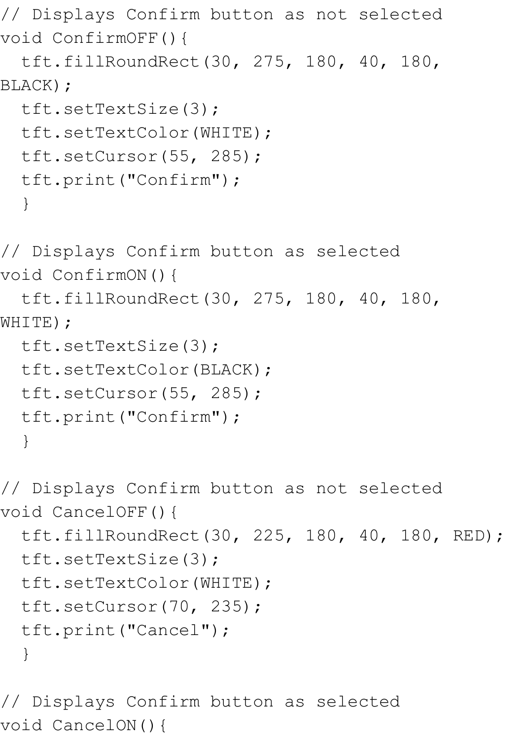```
// Displays Confirm button as not selected
void ConfirmOFF(){
  tft.fillRoundRect(30, 275, 180, 40, 180, 
BLACK);
  tft.setTextSize(3);
  tft.setTextColor(WHITE);
  tft.setCursor(55, 285);
  tft.print("Confirm");
  }

// Displays Confirm button as selected
void ConfirmON(){
  tft.fillRoundRect(30, 275, 180, 40, 180, 
WHITE);
  tft.setTextSize(3);
  tft.setTextColor(BLACK);
  tft.setCursor(55, 285);
  tft.print("Confirm");
  }

// Displays Confirm button as not selected
void CancelOFF(){
  tft.fillRoundRect(30, 225, 180, 40, 180, RED);
  tft.setTextSize(3);
  tft.setTextColor(WHITE);
  tft.setCursor(70, 235);
  tft.print("Cancel");
  }

// Displays Confirm button as selected
void CancelON(){
```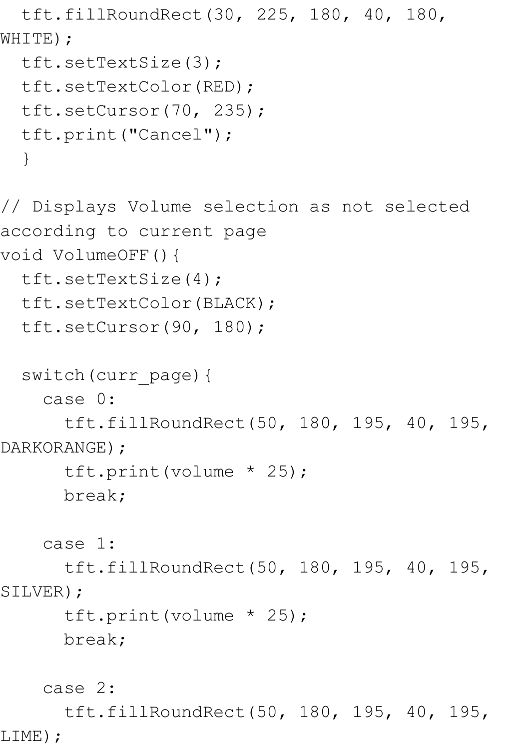```
  tft.fillRoundRect(30, 225, 180, 40, 180, 
WHITE);
  tft.setTextSize(3);
  tft.setTextColor(RED);
  tft.setCursor(70, 235);
  tft.print("Cancel");
  }

// Displays Volume selection as not selected 
according to current page
void VolumeOFF(){
  tft.setTextSize(4);
  tft.setTextColor(BLACK);
  tft.setCursor(90, 180);

  switch(curr_page){
    case 0:
      tft.fillRoundRect(50, 180, 195, 40, 195, 
DARKORANGE);
      tft.print(volume * 25);
      break;

    case 1:
      tft.fillRoundRect(50, 180, 195, 40, 195, 
SILVER);
      tft.print(volume * 25);
      break;

    case 2:
      tft.fillRoundRect(50, 180, 195, 40, 195, 
LIME);
```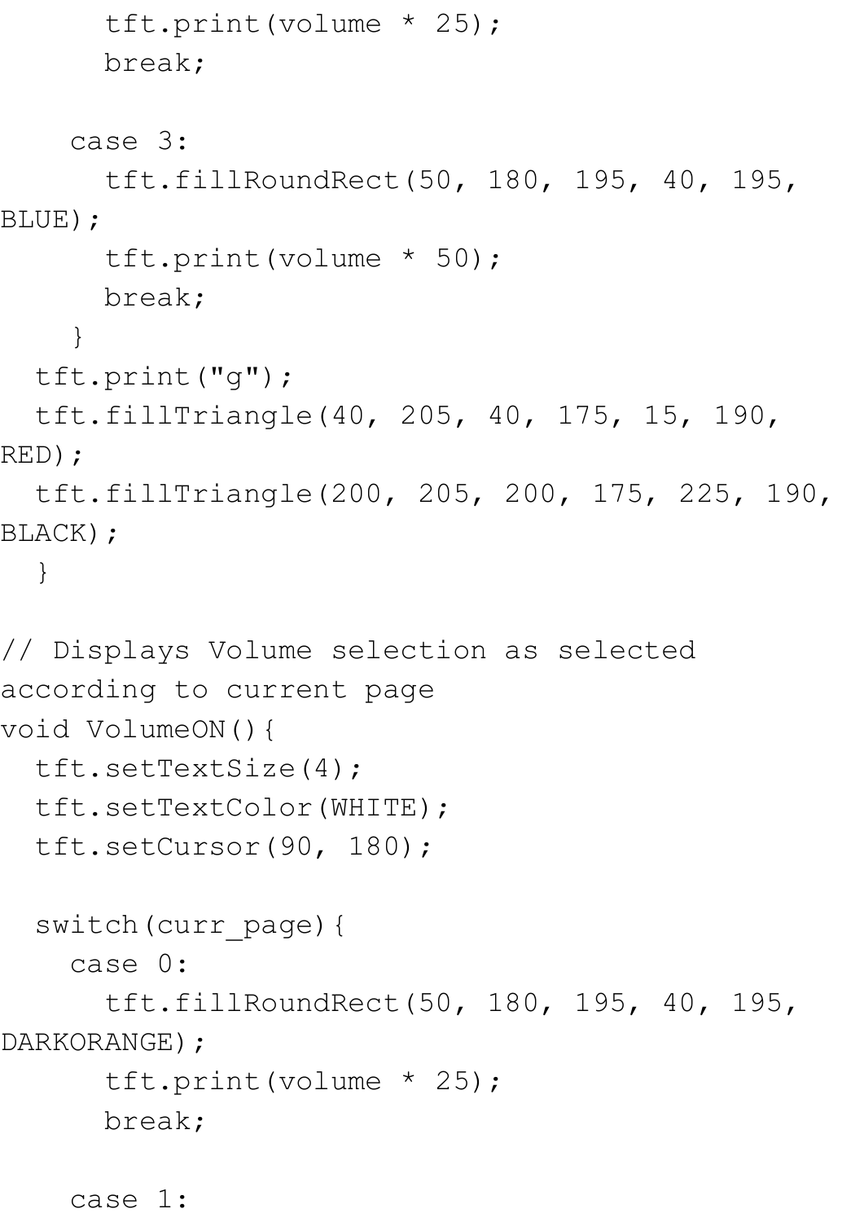```
      tft.print(volume * 25);
      break;

    case 3:
      tft.fillRoundRect(50, 180, 195, 40, 195, BLUE);
      tft.print(volume * 50);
      break;
    }
  tft.print("g");
  tft.fillTriangle(40, 205, 40, 175, 15, 190, RED);
  tft.fillTriangle(200, 205, 200, 175, 225, 190, BLACK);
  }

// Displays Volume selection as selected according to current page
void VolumeON(){
  tft.setTextSize(4);
  tft.setTextColor(WHITE);
  tft.setCursor(90, 180);

  switch(curr_page){
    case 0:
      tft.fillRoundRect(50, 180, 195, 40, 195, DARKORANGE);
      tft.print(volume * 25);
      break;

    case 1:
```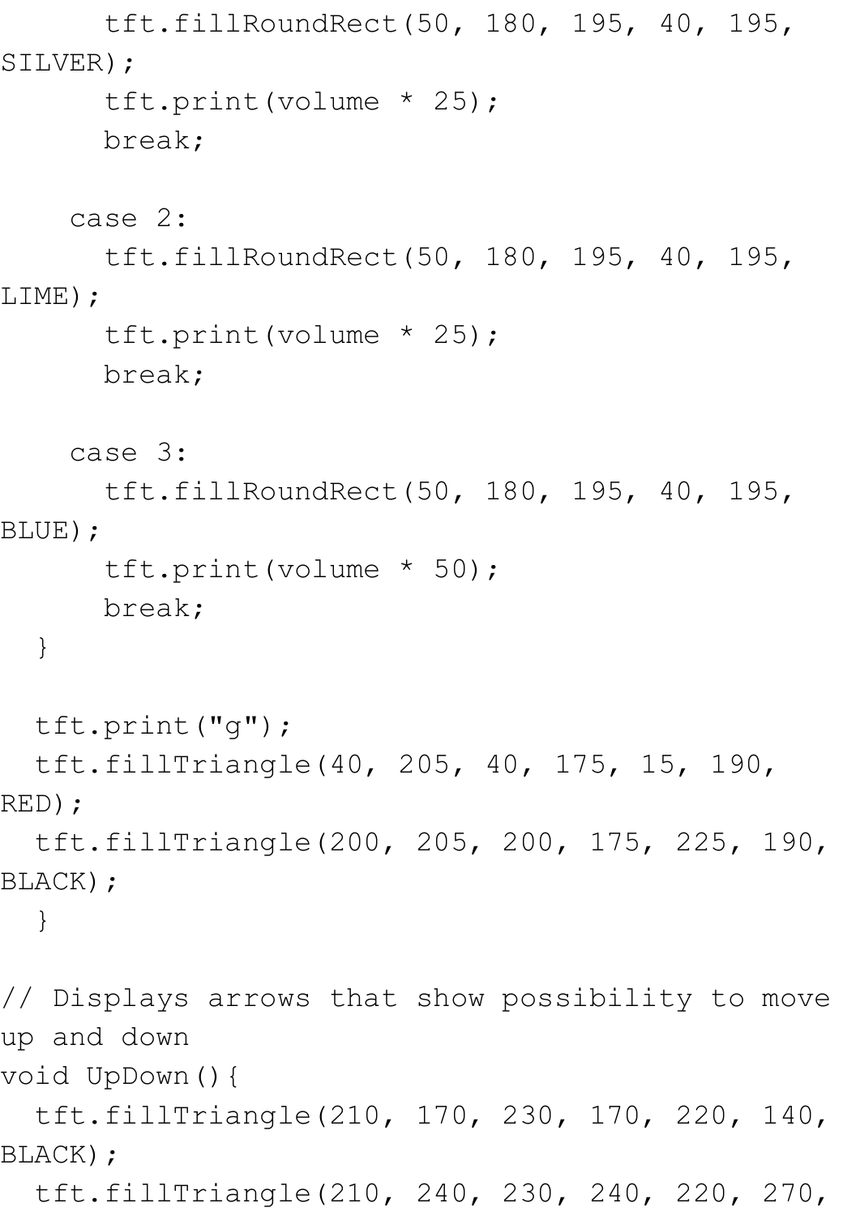```
      tft.fillRoundRect(50, 180, 195, 40, 195, SILVER);
      tft.print(volume * 25);
      break;

    case 2:
      tft.fillRoundRect(50, 180, 195, 40, 195, LIME);
      tft.print(volume * 25);
      break;

    case 3:
      tft.fillRoundRect(50, 180, 195, 40, 195, BLUE);
      tft.print(volume * 50);
      break;
  }

  tft.print("g");
  tft.fillTriangle(40, 205, 40, 175, 15, 190, RED);
  tft.fillTriangle(200, 205, 200, 175, 225, 190, BLACK);
  }

// Displays arrows that show possibility to move up and down
void UpDown(){
  tft.fillTriangle(210, 170, 230, 170, 220, 140, BLACK);
  tft.fillTriangle(210, 240, 230, 240, 220, 270,
```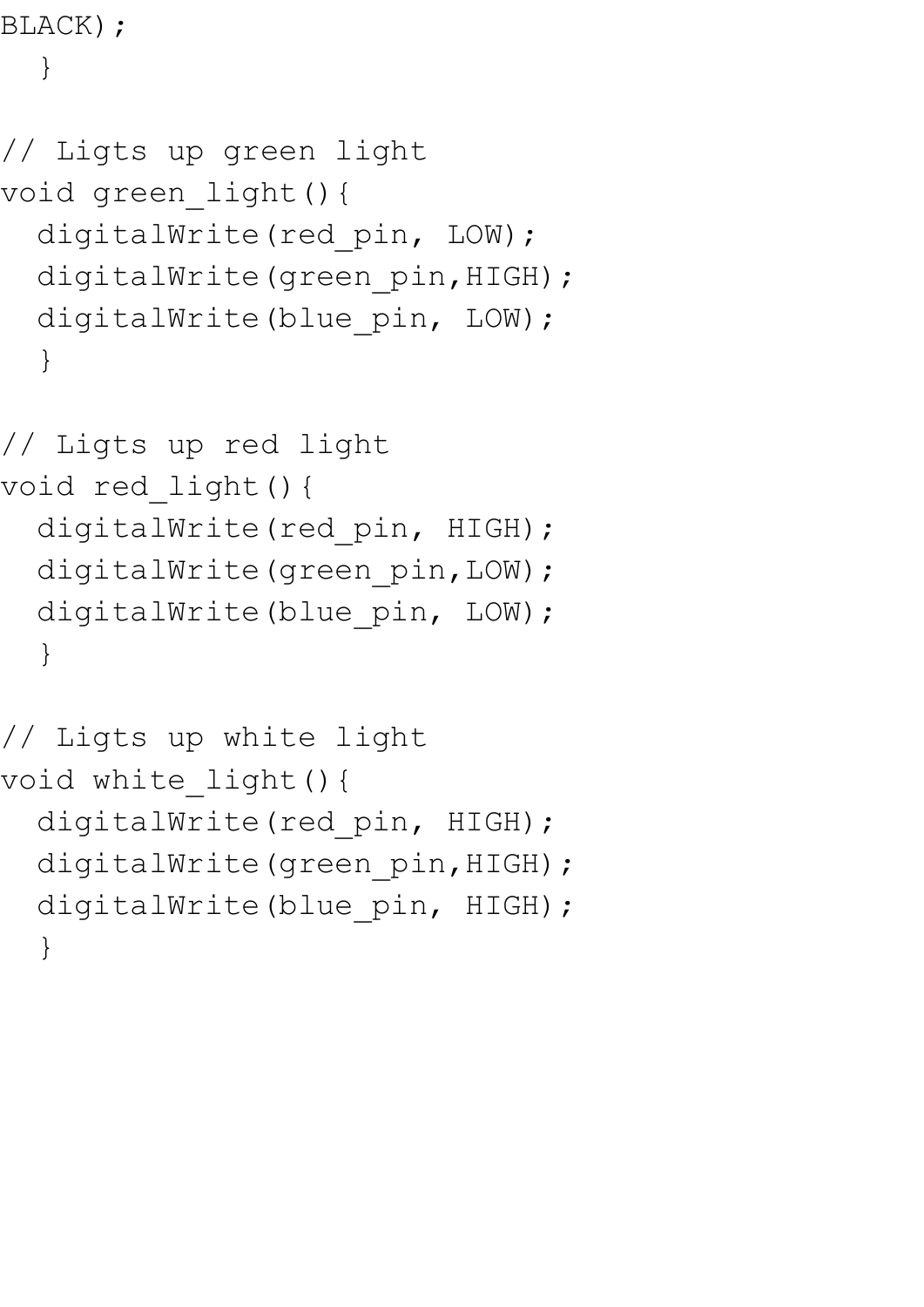```
BLACK);
  }

// Ligts up green light
void green_light(){
  digitalWrite(red_pin, LOW);
  digitalWrite(green_pin,HIGH);
  digitalWrite(blue_pin, LOW);
  }

// Ligts up red light
void red_light(){
  digitalWrite(red_pin, HIGH);
  digitalWrite(green_pin,LOW);
  digitalWrite(blue_pin, LOW);
  }

// Ligts up white light
void white_light(){
  digitalWrite(red_pin, HIGH);
  digitalWrite(green_pin,HIGH);
  digitalWrite(blue_pin, HIGH);
  }
```